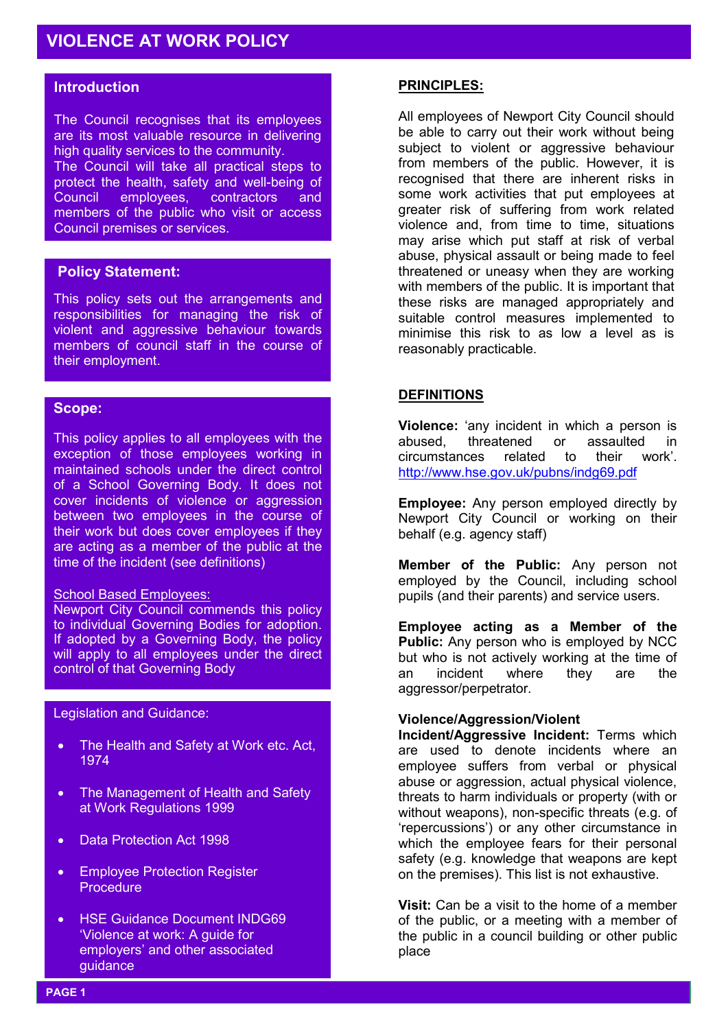# VIOLENCE AT WORK POLICY

## Introduction

The Council recognises that its employees are its most valuable resource in delivering high quality services to the community.
The Council will take all practical steps to protect the health, safety and well-being of Council employees, contractors and members of the public who visit or access Council premises or services.

## Policy Statement:

This policy sets out the arrangements and responsibilities for managing the risk of violent and aggressive behaviour towards members of council staff in the course of their employment.

## Scope:

This policy applies to all employees with the exception of those employees working in maintained schools under the direct control of a School Governing Body. It does not cover incidents of violence or aggression between two employees in the course of their work but does cover employees if they are acting as a member of the public at the time of the incident (see definitions)

School Based Employees:
Newport City Council commends this policy to individual Governing Bodies for adoption. If adopted by a Governing Body, the policy will apply to all employees under the direct control of that Governing Body

## Legislation and Guidance:

- The Health and Safety at Work etc. Act, 1974
- The Management of Health and Safety at Work Regulations 1999
- Data Protection Act 1998
- Employee Protection Register Procedure
- HSE Guidance Document INDG69 'Violence at work: A guide for employers' and other associated guidance

## PRINCIPLES:

All employees of Newport City Council should be able to carry out their work without being subject to violent or aggressive behaviour from members of the public. However, it is recognised that there are inherent risks in some work activities that put employees at greater risk of suffering from work related violence and, from time to time, situations may arise which put staff at risk of verbal abuse, physical assault or being made to feel threatened or uneasy when they are working with members of the public. It is important that these risks are managed appropriately and suitable control measures implemented to minimise this risk to as low a level as is reasonably practicable.

## DEFINITIONS

**Violence:** 'any incident in which a person is abused, threatened or assaulted in circumstances related to their work'. http://www.hse.gov.uk/pubns/indg69.pdf

**Employee:** Any person employed directly by Newport City Council or working on their behalf (e.g. agency staff)

**Member of the Public:** Any person not employed by the Council, including school pupils (and their parents) and service users.

**Employee acting as a Member of the Public:** Any person who is employed by NCC but who is not actively working at the time of an incident where they are the aggressor/perpetrator.

**Violence/Aggression/Violent Incident/Aggressive Incident:** Terms which are used to denote incidents where an employee suffers from verbal or physical abuse or aggression, actual physical violence, threats to harm individuals or property (with or without weapons), non-specific threats (e.g. of 'repercussions') or any other circumstance in which the employee fears for their personal safety (e.g. knowledge that weapons are kept on the premises). This list is not exhaustive.

**Visit:** Can be a visit to the home of a member of the public, or a meeting with a member of the public in a council building or other public place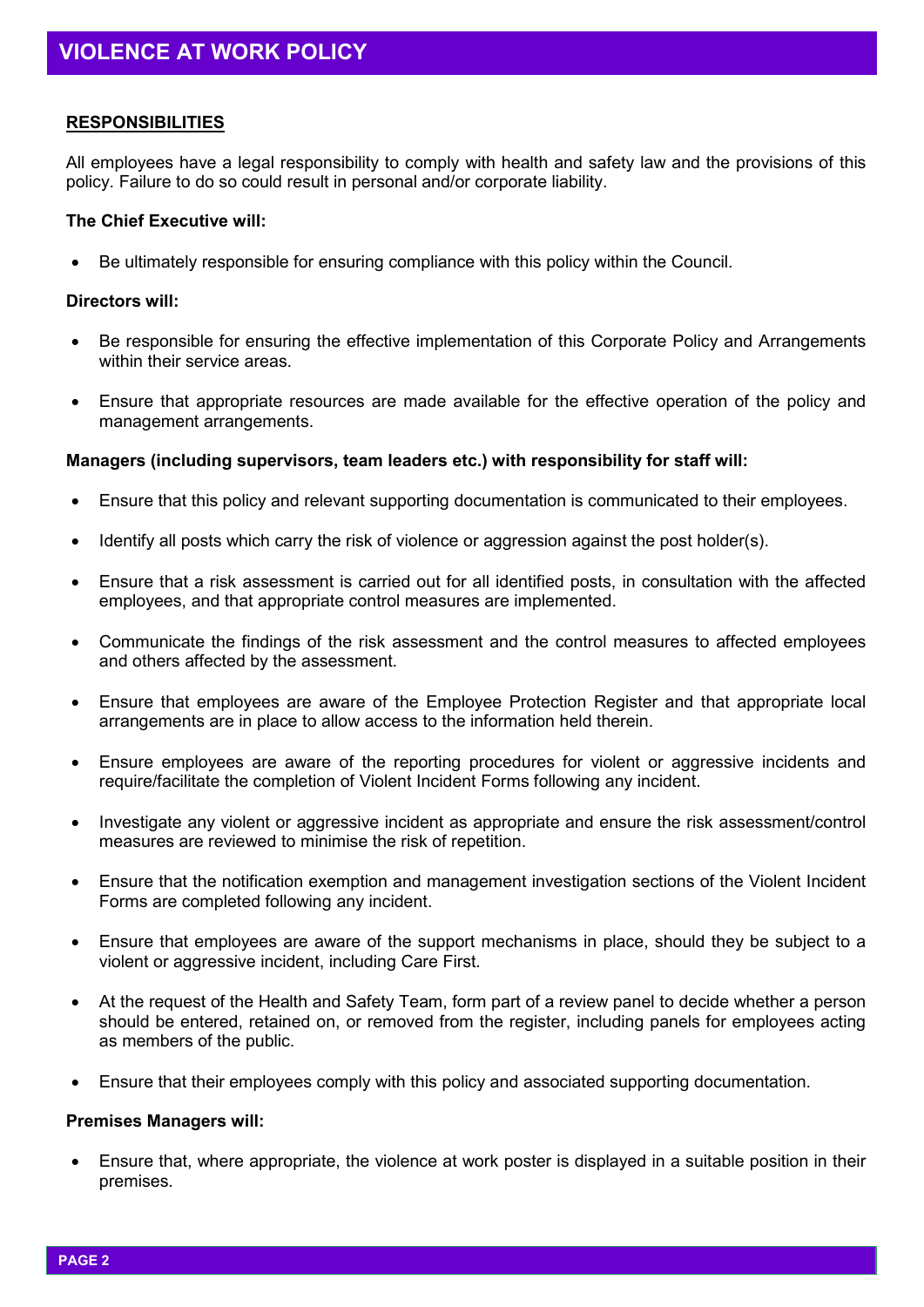# VIOLENCE AT WORK POLICY

## RESPONSIBILITIES

All employees have a legal responsibility to comply with health and safety law and the provisions of this policy. Failure to do so could result in personal and/or corporate liability.

**The Chief Executive will:**

- Be ultimately responsible for ensuring compliance with this policy within the Council.

**Directors will:**

- Be responsible for ensuring the effective implementation of this Corporate Policy and Arrangements within their service areas.
- Ensure that appropriate resources are made available for the effective operation of the policy and management arrangements.

**Managers (including supervisors, team leaders etc.) with responsibility for staff will:**

- Ensure that this policy and relevant supporting documentation is communicated to their employees.
- Identify all posts which carry the risk of violence or aggression against the post holder(s).
- Ensure that a risk assessment is carried out for all identified posts, in consultation with the affected employees, and that appropriate control measures are implemented.
- Communicate the findings of the risk assessment and the control measures to affected employees and others affected by the assessment.
- Ensure that employees are aware of the Employee Protection Register and that appropriate local arrangements are in place to allow access to the information held therein.
- Ensure employees are aware of the reporting procedures for violent or aggressive incidents and require/facilitate the completion of Violent Incident Forms following any incident.
- Investigate any violent or aggressive incident as appropriate and ensure the risk assessment/control measures are reviewed to minimise the risk of repetition.
- Ensure that the notification exemption and management investigation sections of the Violent Incident Forms are completed following any incident.
- Ensure that employees are aware of the support mechanisms in place, should they be subject to a violent or aggressive incident, including Care First.
- At the request of the Health and Safety Team, form part of a review panel to decide whether a person should be entered, retained on, or removed from the register, including panels for employees acting as members of the public.
- Ensure that their employees comply with this policy and associated supporting documentation.

**Premises Managers will:**

- Ensure that, where appropriate, the violence at work poster is displayed in a suitable position in their premises.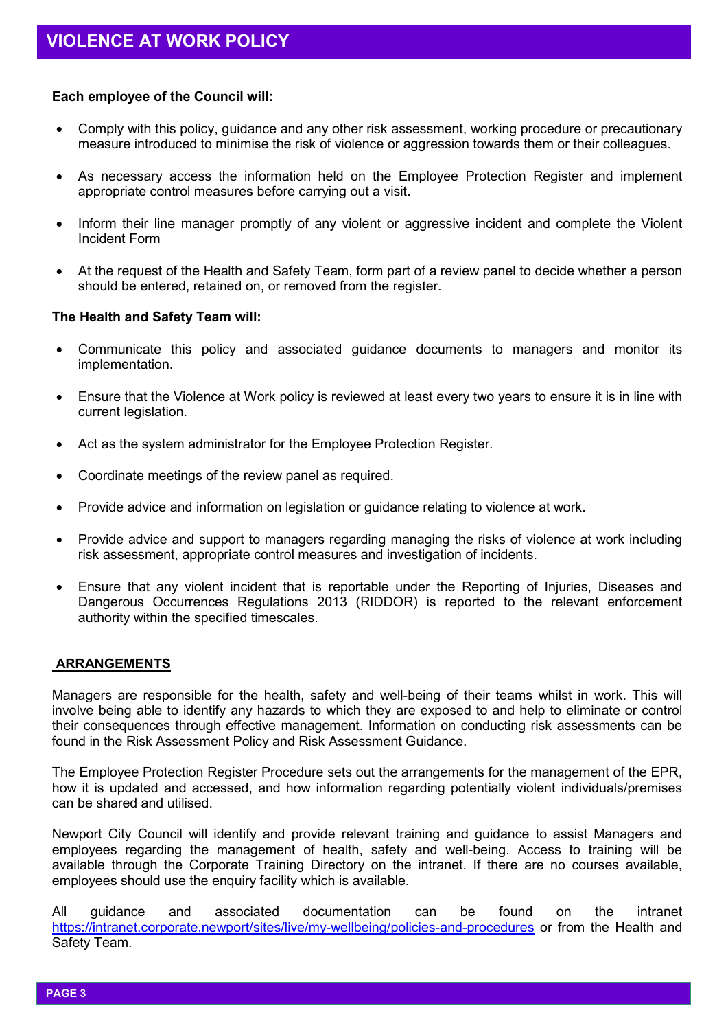**Each employee of the Council will:**

- Comply with this policy, guidance and any other risk assessment, working procedure or precautionary measure introduced to minimise the risk of violence or aggression towards them or their colleagues.

- As necessary access the information held on the Employee Protection Register and implement appropriate control measures before carrying out a visit.

- Inform their line manager promptly of any violent or aggressive incident and complete the Violent Incident Form

- At the request of the Health and Safety Team, form part of a review panel to decide whether a person should be entered, retained on, or removed from the register.

**The Health and Safety Team will:**

- Communicate this policy and associated guidance documents to managers and monitor its implementation.

- Ensure that the Violence at Work policy is reviewed at least every two years to ensure it is in line with current legislation.

- Act as the system administrator for the Employee Protection Register.

- Coordinate meetings of the review panel as required.

- Provide advice and information on legislation or guidance relating to violence at work.

- Provide advice and support to managers regarding managing the risks of violence at work including risk assessment, appropriate control measures and investigation of incidents.

- Ensure that any violent incident that is reportable under the Reporting of Injuries, Diseases and Dangerous Occurrences Regulations 2013 (RIDDOR) is reported to the relevant enforcement authority within the specified timescales.

## ARRANGEMENTS

Managers are responsible for the health, safety and well-being of their teams whilst in work. This will involve being able to identify any hazards to which they are exposed to and help to eliminate or control their consequences through effective management. Information on conducting risk assessments can be found in the Risk Assessment Policy and Risk Assessment Guidance.

The Employee Protection Register Procedure sets out the arrangements for the management of the EPR, how it is updated and accessed, and how information regarding potentially violent individuals/premises can be shared and utilised.

Newport City Council will identify and provide relevant training and guidance to assist Managers and employees regarding the management of health, safety and well-being. Access to training will be available through the Corporate Training Directory on the intranet. If there are no courses available, employees should use the enquiry facility which is available.

All guidance and associated documentation can be found on the intranet https://intranet.corporate.newport/sites/live/my-wellbeing/policies-and-procedures or from the Health and Safety Team.